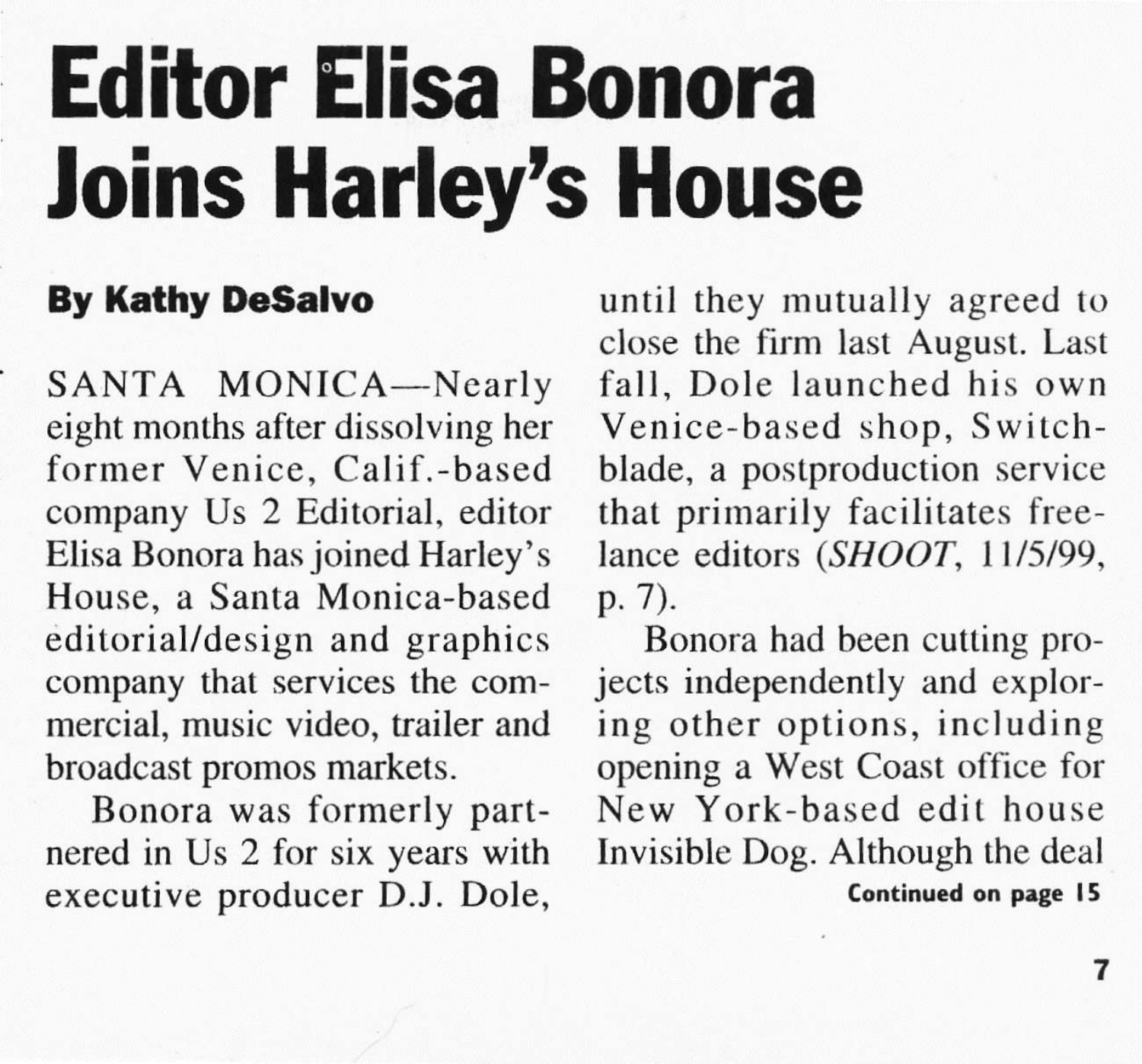# Editor Elisa Bonora Joins Harley's House

**By Kathy DeSalvo**

SANTA MONICA—Nearly eight months after dissolving her former Venice, Calif.-based company Us 2 Editorial, editor Elisa Bonora has joined Harley's House, a Santa Monica-based editorial/design and graphics company that services the commercial, music video, trailer and broadcast promos markets.

Bonora was formerly partnered in Us 2 for six years with executive producer D.J. Dole, until they mutually agreed to close the firm last August. Last fall, Dole launched his own Venice-based shop, Switchblade, a postproduction service that primarily facilitates freelance editors (*SHOOT*, 11/5/99, p. 7).

Bonora had been cutting projects independently and exploring other options, including opening a West Coast office for New York-based edit house Invisible Dog. Although the deal

**Continued on page 15**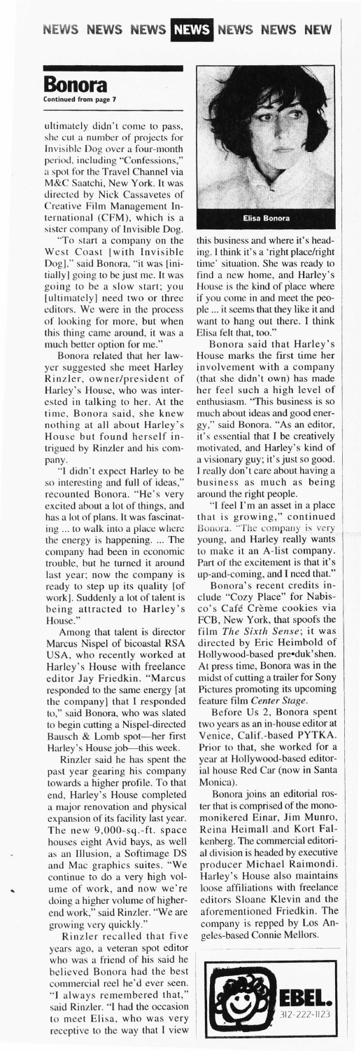## Bonora

Continued from page 7

ultimately didn't come to pass, she cut a number of projects for Invisible Dog over a four-month period, including "Confessions," a spot for the Travel Channel via M&C Saatchi, New York. It was directed by Nick Cassavetes of Creative Film Management International (CFM), which is a sister company of Invisible Dog.

"To start a company on the West Coast [with Invisible Dog]," said Bonora, "it was [initially] going to be just me. It was going to be a slow start; you [ultimately] need two or three editors. We were in the process of looking for more, but when this thing came around, it was a much better option for me."

Bonora related that her lawyer suggested she meet Harley Rinzler, owner/president of Harley's House, who was interested in talking to her. At the time, Bonora said, she knew nothing at all about Harley's House but found herself intrigued by Rinzler and his company.

"I didn't expect Harley to be so interesting and full of ideas," recounted Bonora. "He's very excited about a lot of things, and has a lot of plans. It was fascinating ... to walk into a place where the energy is happening. ... The company had been in economic trouble, but he turned it around last year; now the company is ready to step up its quality [of work]. Suddenly a lot of talent is being attracted to Harley's House."

Among that talent is director Marcus Nispel of bicoastal RSA USA, who recently worked at Harley's House with freelance editor Jay Friedkin. "Marcus responded to the same energy [at the company] that I responded to," said Bonora, who was slated to begin cutting a Nispel-directed Bausch & Lomb spot—her first Harley's House job—this week.

Rinzler said he has spent the past year gearing his company towards a higher profile. To that end, Harley's House completed a major renovation and physical expansion of its facility last year. The new 9,000-sq.-ft. space houses eight Avid bays, as well as an Illusion, a Softimage DS and Mac graphics suites. "We continue to do a very high volume of work, and now we're doing a higher volume of higher-end work," said Rinzler. "We are growing very quickly."

Rinzler recalled that five years ago, a veteran spot editor who was a friend of his said he believed Bonora had the best commercial reel he'd ever seen. "I always remembered that," said Rinzler. "I had the occasion to meet Elisa, who was very receptive to the way that I view this business and where it's heading. I think it's a 'right place/right time' situation. She was ready to find a new home, and Harley's House is the kind of place where if you come in and meet the people ... it seems that they like it and want to hang out there. I think Elisa felt that, too."

Elisa Bonora

Bonora said that Harley's House marks the first time her involvement with a company (that she didn't own) has made her feel such a high level of enthusiasm. "This business is so much about ideas and good energy," said Bonora. "As an editor, it's essential that I be creatively motivated, and Harley's kind of a visionary guy; it's just so good. I really don't care about having a business as much as being around the right people.

"I feel I'm an asset in a place that is growing," continued Bonora. "The company is very young, and Harley really wants to make it an A-list company. Part of the excitement is that it's up-and-coming, and I need that."

Bonora's recent credits include "Cozy Place" for Nabisco's Café Crème cookies via FCB, New York, that spoofs the film *The Sixth Sense*; it was directed by Eric Heimbold of Hollywood-based pre•duk'shen. At press time, Bonora was in the midst of cutting a trailer for Sony Pictures promoting its upcoming feature film *Center Stage*.

Before Us 2, Bonora spent two years as an in-house editor at Venice, Calif.-based PYTKA. Prior to that, she worked for a year at Hollywood-based editorial house Red Car (now in Santa Monica).

Bonora joins an editorial roster that is comprised of the mono-monikered Einar, Jim Munro, Reina Heimall and Kort Falkenberg. The commercial editorial division is headed by executive producer Michael Raimondi. Harley's House also maintains loose affiliations with freelance editors Sloane Klevin and the aforementioned Friedkin. The company is repped by Los Angeles-based Connie Mellors.

EBEL. 312-222-1123